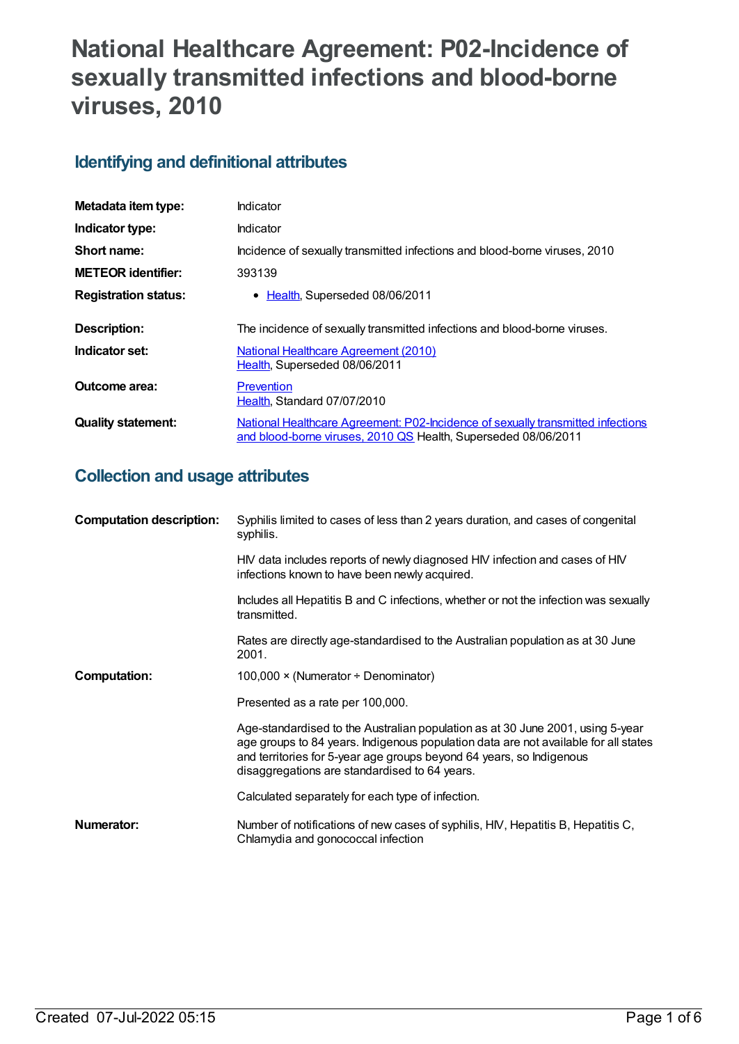# National Healthcare Agreement: P02-Incidence of sexually transmitted infections and blood-borne viruses, 2010

## Identifying and definitional attributes

| | |
|---|---|
| **Metadata item type:** | Indicator |
| **Indicator type:** | Indicator |
| **Short name:** | Incidence of sexually transmitted infections and blood-borne viruses, 2010 |
| **METEOR identifier:** | 393139 |
| **Registration status:** | • Health, Superseded 08/06/2011 |
| **Description:** | The incidence of sexually transmitted infections and blood-borne viruses. |
| **Indicator set:** | National Healthcare Agreement (2010)<br>Health, Superseded 08/06/2011 |
| **Outcome area:** | Prevention<br>Health, Standard 07/07/2010 |
| **Quality statement:** | National Healthcare Agreement: P02-Incidence of sexually transmitted infections and blood-borne viruses, 2010 QS Health, Superseded 08/06/2011 |

## Collection and usage attributes

| | |
|---|---|
| **Computation description:** | Syphilis limited to cases of less than 2 years duration, and cases of congenital syphilis.<br><br>HIV data includes reports of newly diagnosed HIV infection and cases of HIV infections known to have been newly acquired.<br><br>Includes all Hepatitis B and C infections, whether or not the infection was sexually transmitted.<br><br>Rates are directly age-standardised to the Australian population as at 30 June 2001. |
| **Computation:** | 100,000 × (Numerator ÷ Denominator)<br><br>Presented as a rate per 100,000.<br><br>Age-standardised to the Australian population as at 30 June 2001, using 5-year age groups to 84 years. Indigenous population data are not available for all states and territories for 5-year age groups beyond 64 years, so Indigenous disaggregations are standardised to 64 years.<br><br>Calculated separately for each type of infection. |
| **Numerator:** | Number of notifications of new cases of syphilis, HIV, Hepatitis B, Hepatitis C, Chlamydia and gonococcal infection |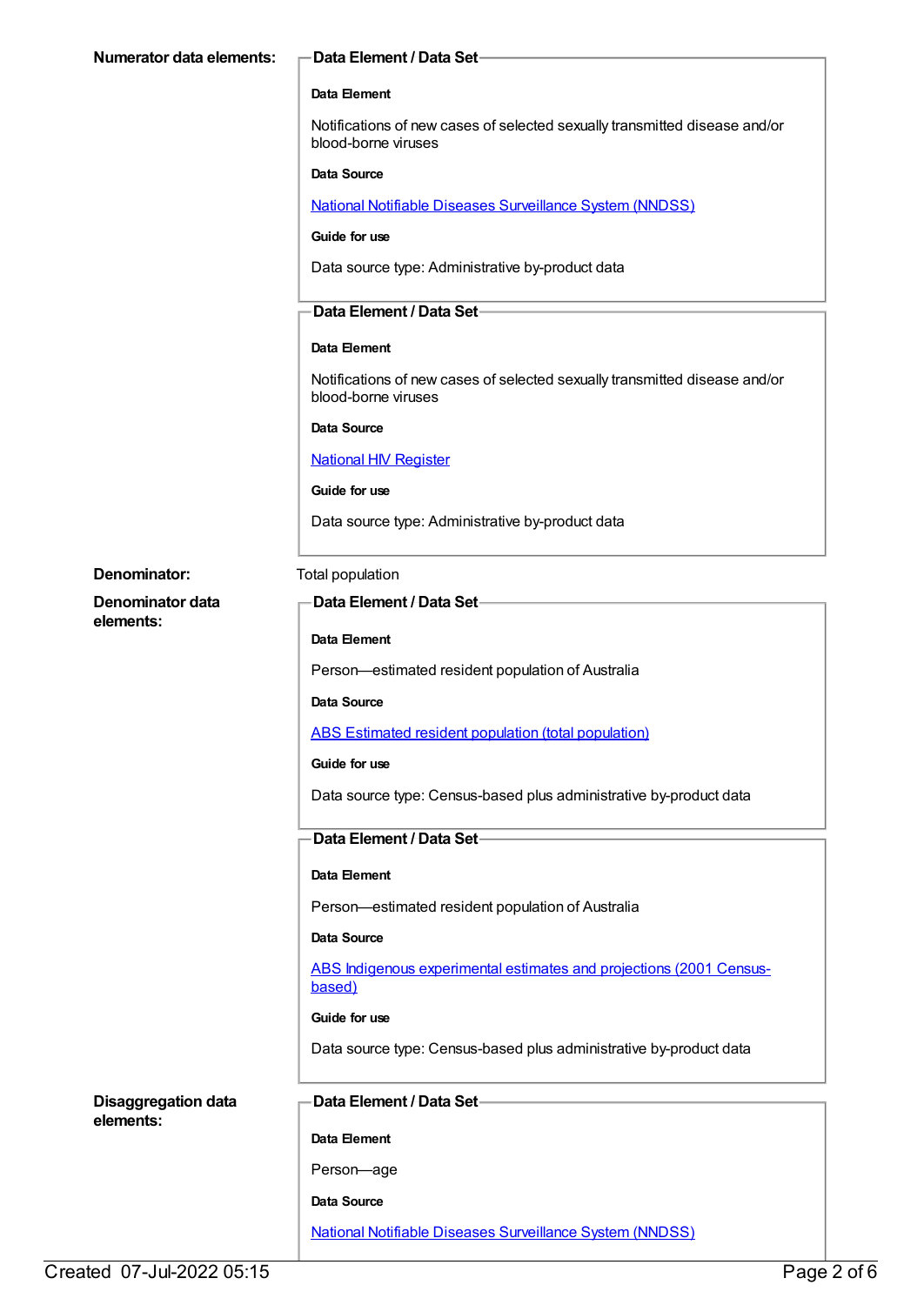**Numerator data elements:**

**Data Element / Data Set**

**Data Element**

Notifications of new cases of selected sexually transmitted disease and/or blood-borne viruses

**Data Source**

National Notifiable Diseases Surveillance System (NNDSS)

**Guide for use**

Data source type: Administrative by-product data

**Data Element / Data Set**

**Data Element**

Notifications of new cases of selected sexually transmitted disease and/or blood-borne viruses

**Data Source**

National HIV Register

**Guide for use**

Data source type: Administrative by-product data

**Denominator:** Total population

**Denominator data elements:**

**Data Element / Data Set**

**Data Element**

Person—estimated resident population of Australia

**Data Source**

ABS Estimated resident population (total population)

**Guide for use**

Data source type: Census-based plus administrative by-product data

**Data Element / Data Set**

**Data Element**

Person—estimated resident population of Australia

**Data Source**

ABS Indigenous experimental estimates and projections (2001 Census-based)

**Guide for use**

Data source type: Census-based plus administrative by-product data

**Disaggregation data elements:**

**Data Element / Data Set**

**Data Element**

Person—age

**Data Source**

National Notifiable Diseases Surveillance System (NNDSS)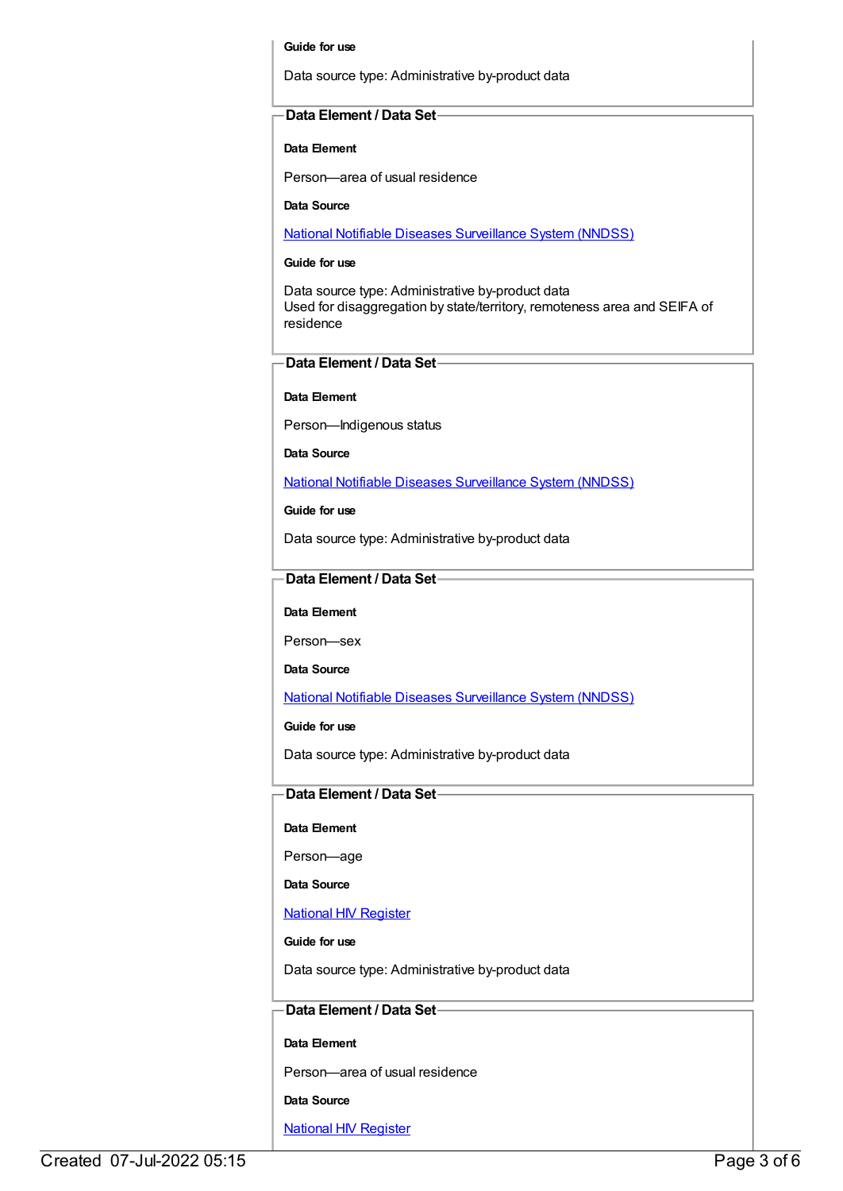**Guide for use**

Data source type: Administrative by-product data

**Data Element / Data Set**

**Data Element**

Person—area of usual residence

**Data Source**

National Notifiable Diseases Surveillance System (NNDSS)

**Guide for use**

Data source type: Administrative by-product data
Used for disaggregation by state/territory, remoteness area and SEIFA of residence

**Data Element / Data Set**

**Data Element**

Person—Indigenous status

**Data Source**

National Notifiable Diseases Surveillance System (NNDSS)

**Guide for use**

Data source type: Administrative by-product data

**Data Element / Data Set**

**Data Element**

Person—sex

**Data Source**

National Notifiable Diseases Surveillance System (NNDSS)

**Guide for use**

Data source type: Administrative by-product data

**Data Element / Data Set**

**Data Element**

Person—age

**Data Source**

National HIV Register

**Guide for use**

Data source type: Administrative by-product data

**Data Element / Data Set**

**Data Element**

Person—area of usual residence

**Data Source**

National HIV Register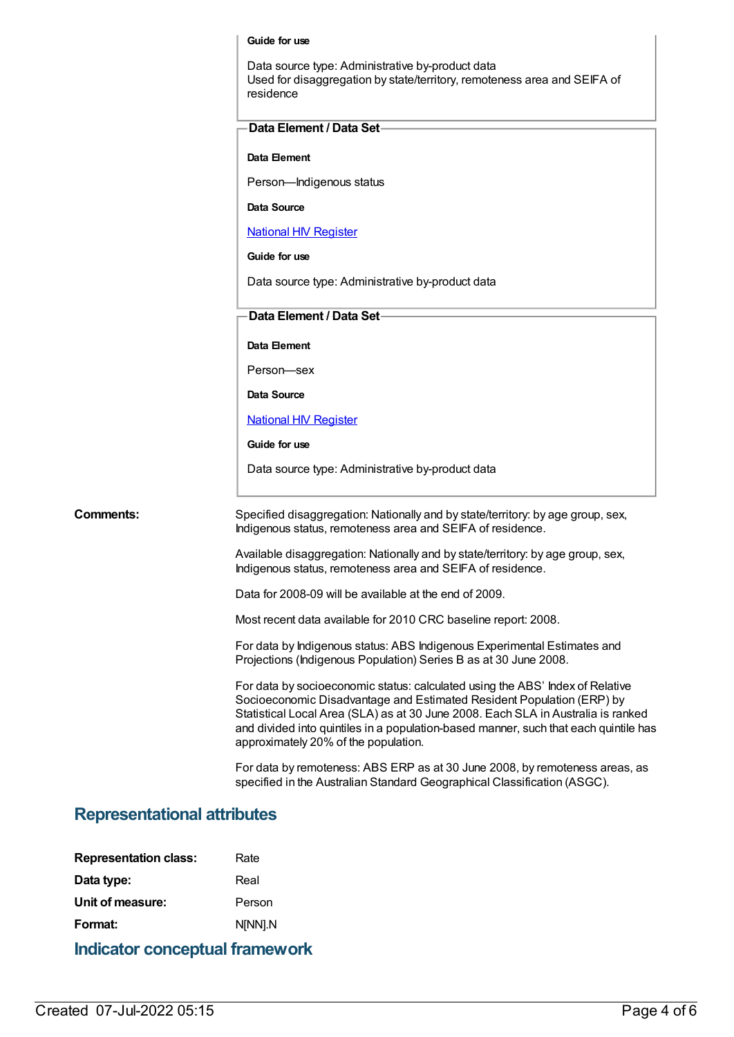**Guide for use**

Data source type: Administrative by-product data
Used for disaggregation by state/territory, remoteness area and SEIFA of residence

**Data Element / Data Set**

**Data Element**

Person—Indigenous status

**Data Source**

[National HIV Register]

**Guide for use**

Data source type: Administrative by-product data

**Data Element / Data Set**

**Data Element**

Person—sex

**Data Source**

[National HIV Register]

**Guide for use**

Data source type: Administrative by-product data

**Comments:**

Specified disaggregation: Nationally and by state/territory: by age group, sex, Indigenous status, remoteness area and SEIFA of residence.

Available disaggregation: Nationally and by state/territory: by age group, sex, Indigenous status, remoteness area and SEIFA of residence.

Data for 2008-09 will be available at the end of 2009.

Most recent data available for 2010 CRC baseline report: 2008.

For data by Indigenous status: ABS Indigenous Experimental Estimates and Projections (Indigenous Population) Series B as at 30 June 2008.

For data by socioeconomic status: calculated using the ABS' Index of Relative Socioeconomic Disadvantage and Estimated Resident Population (ERP) by Statistical Local Area (SLA) as at 30 June 2008. Each SLA in Australia is ranked and divided into quintiles in a population-based manner, such that each quintile has approximately 20% of the population.

For data by remoteness: ABS ERP as at 30 June 2008, by remoteness areas, as specified in the Australian Standard Geographical Classification (ASGC).

## Representational attributes

**Representation class:** Rate

**Data type:** Real

**Unit of measure:** Person

**Format:** N[NN].N

## Indicator conceptual framework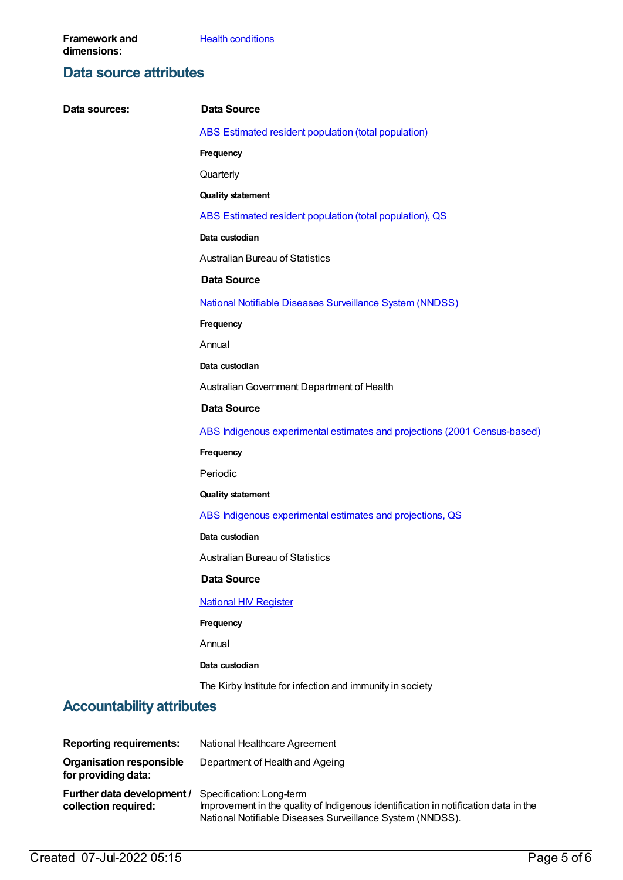**Framework and dimensions:** Health conditions

## Data source attributes

**Data sources:**

**Data Source**

ABS Estimated resident population (total population)

**Frequency**

Quarterly

**Quality statement**

ABS Estimated resident population (total population), QS

**Data custodian**

Australian Bureau of Statistics

**Data Source**

National Notifiable Diseases Surveillance System (NNDSS)

**Frequency**

Annual

**Data custodian**

Australian Government Department of Health

**Data Source**

ABS Indigenous experimental estimates and projections (2001 Census-based)

**Frequency**

Periodic

**Quality statement**

ABS Indigenous experimental estimates and projections, QS

**Data custodian**

Australian Bureau of Statistics

**Data Source**

National HIV Register

**Frequency**

Annual

**Data custodian**

The Kirby Institute for infection and immunity in society

## Accountability attributes

**Reporting requirements:** National Healthcare Agreement

**Organisation responsible for providing data:** Department of Health and Ageing

**Further data development / collection required:** Specification: Long-term
Improvement in the quality of Indigenous identification in notification data in the National Notifiable Diseases Surveillance System (NNDSS).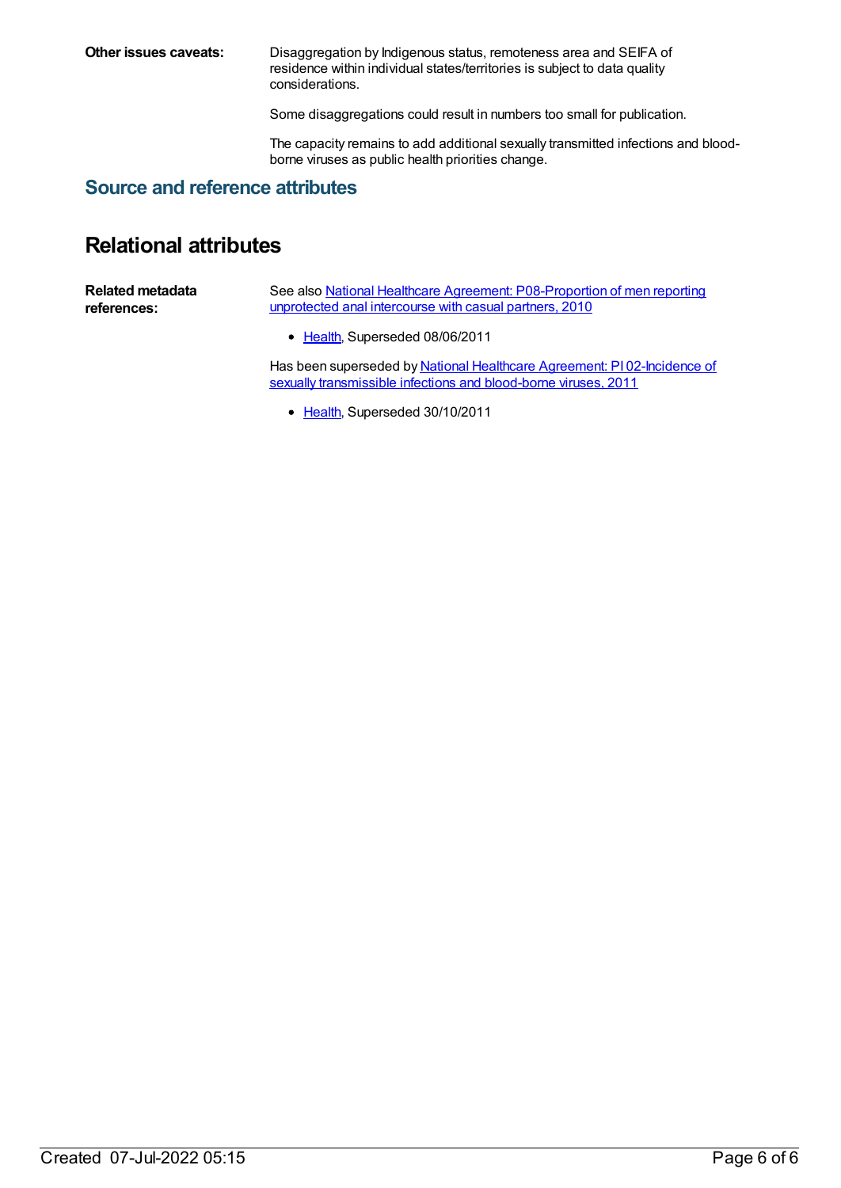**Other issues caveats:** Disaggregation by Indigenous status, remoteness area and SEIFA of residence within individual states/territories is subject to data quality considerations.

Some disaggregations could result in numbers too small for publication.

The capacity remains to add additional sexually transmitted infections and blood-borne viruses as public health priorities change.

## Source and reference attributes

# Relational attributes

**Related metadata references:**

See also National Healthcare Agreement: P08-Proportion of men reporting unprotected anal intercourse with casual partners, 2010

- Health, Superseded 08/06/2011

Has been superseded by National Healthcare Agreement: PI 02-Incidence of sexually transmissible infections and blood-borne viruses, 2011

- Health, Superseded 30/10/2011